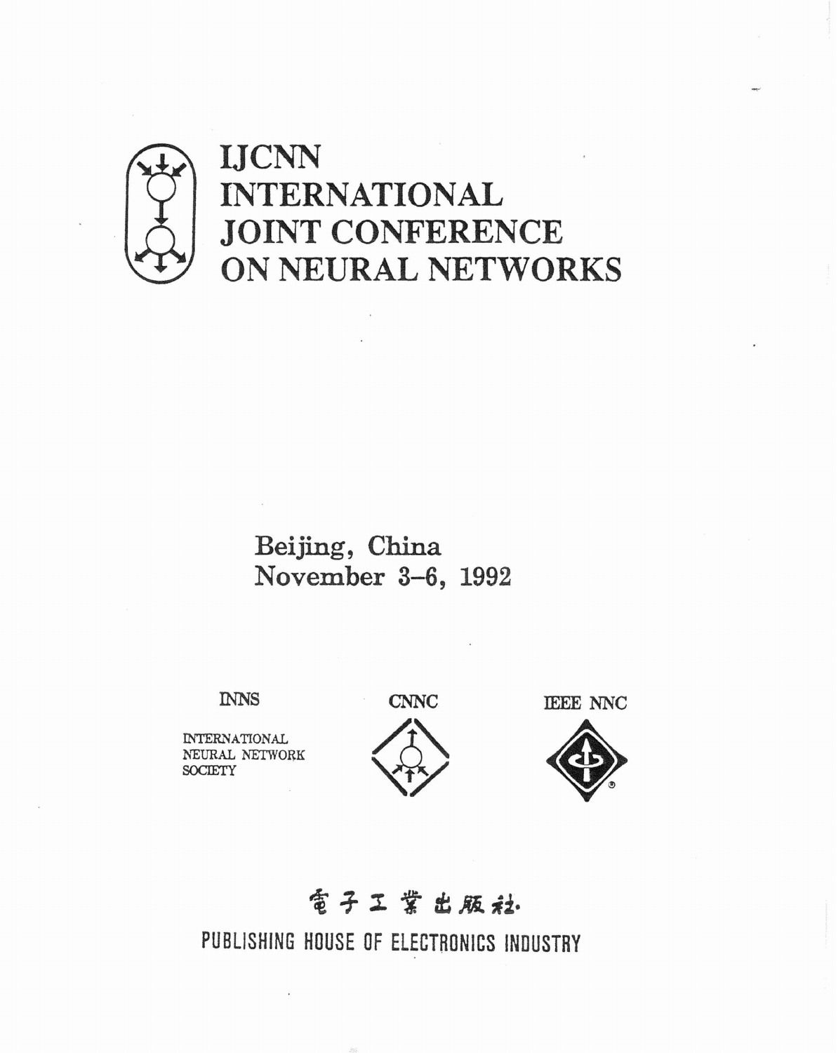# IJCNN INTERNATIONAL JOINT CONFERENCE ON NEURAL NETWORKS

Beijing, China
November 3–6, 1992

INNS

INTERNATIONAL NEURAL NETWORK SOCIETY

CNNC

IEEE NNC

電子工業出版社

PUBLISHING HOUSE OF ELECTRONICS INDUSTRY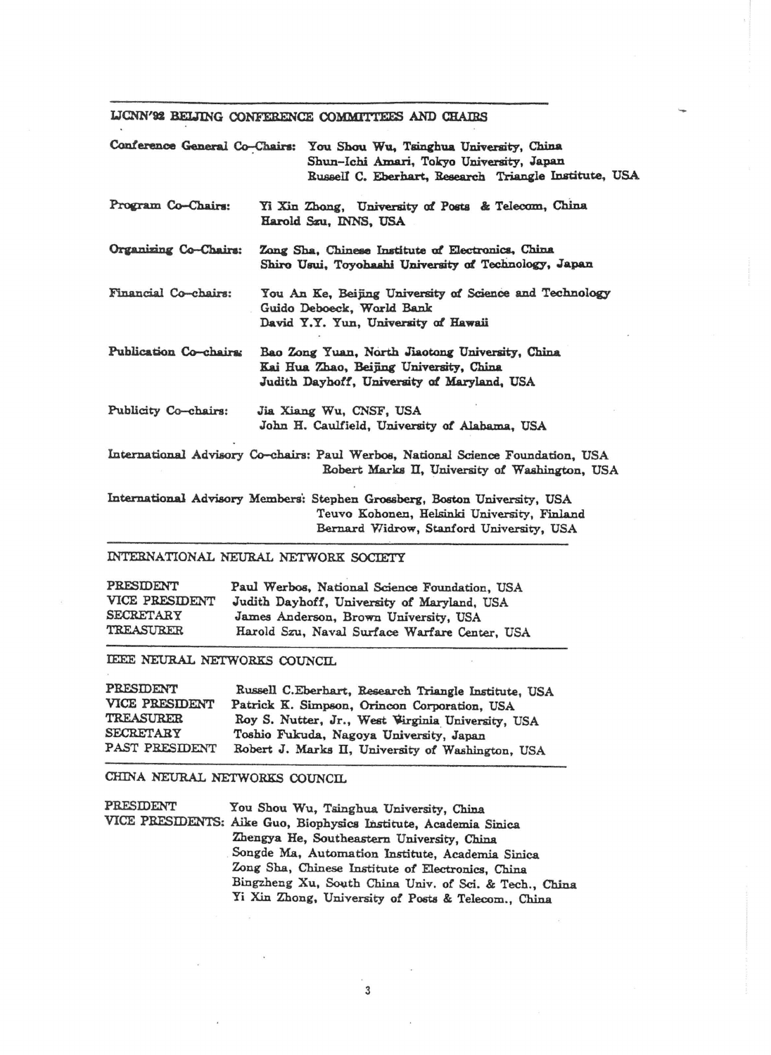## IJCNN'92 BEIJING CONFERENCE COMMITTEES AND CHAIRS

**Conference General Co-Chairs:** You Shou Wu, Tsinghua University, China
Shun-Ichi Amari, Tokyo University, Japan
Russell C. Eberhart, Research Triangle Institute, USA

**Program Co-Chairs:** Yi Xin Zhong, University of Posts & Telecom, China
Harold Szu, INNS, USA

**Organizing Co-Chairs:** Zong Sha, Chinese Institute of Electronics, China
Shiro Usui, Toyohashi University of Technology, Japan

**Financial Co-chairs:** You An Ke, Beijing University of Science and Technology
Guido Deboeck, World Bank
David Y.Y. Yun, University of Hawaii

**Publication Co-chairs:** Bao Zong Yuan, North Jiaotong University, China
Kai Hua Zhao, Beijing University, China
Judith Dayhoff, University of Maryland, USA

**Publicity Co-chairs:** Jia Xiang Wu, CNSF, USA
John H. Caulfield, University of Alabama, USA

**International Advisory Co-chairs:** Paul Werbos, National Science Foundation, USA
Robert Marks II, University of Washington, USA

**International Advisory Members:** Stephen Grossberg, Boston University, USA
Teuvo Kohonen, Helsinki University, Finland
Bernard Widrow, Stanford University, USA

## INTERNATIONAL NEURAL NETWORK SOCIETY

| | |
|---|---|
| PRESIDENT | Paul Werbos, National Science Foundation, USA |
| VICE PRESIDENT | Judith Dayhoff, University of Maryland, USA |
| SECRETARY | James Anderson, Brown University, USA |
| TREASURER | Harold Szu, Naval Surface Warfare Center, USA |

## IEEE NEURAL NETWORKS COUNCIL

| | |
|---|---|
| PRESIDENT | Russell C.Eberhart, Research Triangle Institute, USA |
| VICE PRESIDENT | Patrick K. Simpson, Orincon Corporation, USA |
| TREASURER | Roy S. Nutter, Jr., West Virginia University, USA |
| SECRETARY | Toshio Fukuda, Nagoya University, Japan |
| PAST PRESIDENT | Robert J. Marks II, University of Washington, USA |

## CHINA NEURAL NETWORKS COUNCIL

PRESIDENT: You Shou Wu, Tsinghua University, China

VICE PRESIDENTS:
Aike Guo, Biophysics Institute, Academia Sinica
Zhengya He, Southeastern University, China
Songde Ma, Automation Institute, Academia Sinica
Zong Sha, Chinese Institute of Electronics, China
Bingzheng Xu, South China Univ. of Sci. & Tech., China
Yi Xin Zhong, University of Posts & Telecom., China